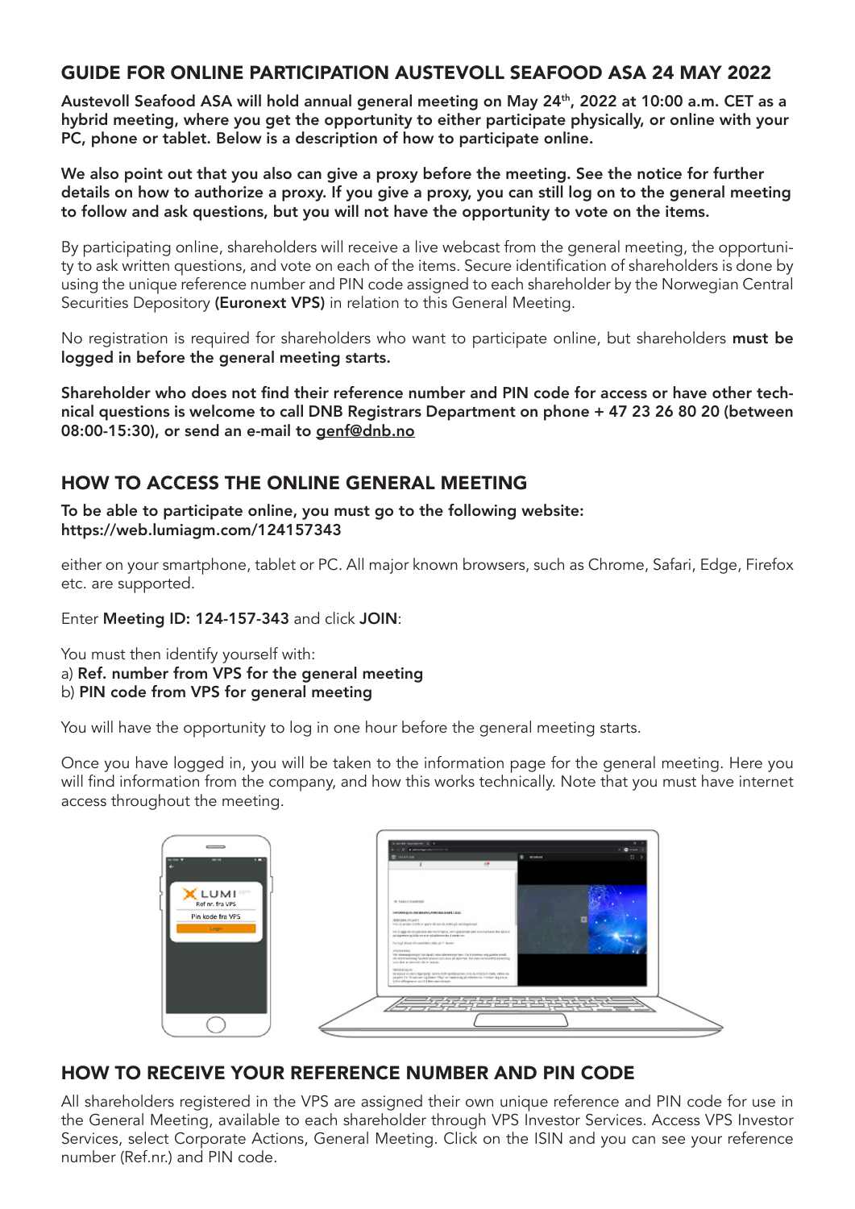## GUIDE FOR ONLINE PARTICIPATION AUSTEVOLL SEAFOOD ASA 24 MAY 2022

**Austevoll Seafood ASA will hold annual general meeting on May 24th, 2022 at 10:00 a.m. CET as a hybrid meeting, where you get the opportunity to either participate physically, or online with your PC, phone or tablet. Below is a description of how to participate online.**

**We also point out that you also can give a proxy before the meeting. See the notice for further details on how to authorize a proxy. If you give a proxy, you can still log on to the general meeting to follow and ask questions, but you will not have the opportunity to vote on the items.**

By participating online, shareholders will receive a live webcast from the general meeting, the opportunity to ask written questions, and vote on each of the items. Secure identification of shareholders is done by using the unique reference number and PIN code assigned to each shareholder by the Norwegian Central Securities Depository **(Euronext VPS)** in relation to this General Meeting.

No registration is required for shareholders who want to participate online, but shareholders **must be logged in before the general meeting starts.**

**Shareholder who does not find their reference number and PIN code for access or have other technical questions is welcome to call DNB Registrars Department on phone + 47 23 26 80 20 (between 08:00-15:30), or send an e-mail to genf@dnb.no**

## HOW TO ACCESS THE ONLINE GENERAL MEETING

**To be able to participate online, you must go to the following website: https://web.lumiagm.com/124157343**

either on your smartphone, tablet or PC. All major known browsers, such as Chrome, Safari, Edge, Firefox etc. are supported.

Enter **Meeting ID: 124-157-343** and click **JOIN**:

You must then identify yourself with:
a) **Ref. number from VPS for the general meeting**
b) **PIN code from VPS for general meeting**

You will have the opportunity to log in one hour before the general meeting starts.

Once you have logged in, you will be taken to the information page for the general meeting. Here you will find information from the company, and how this works technically. Note that you must have internet access throughout the meeting.

## HOW TO RECEIVE YOUR REFERENCE NUMBER AND PIN CODE

All shareholders registered in the VPS are assigned their own unique reference and PIN code for use in the General Meeting, available to each shareholder through VPS Investor Services. Access VPS Investor Services, select Corporate Actions, General Meeting. Click on the ISIN and you can see your reference number (Ref.nr.) and PIN code.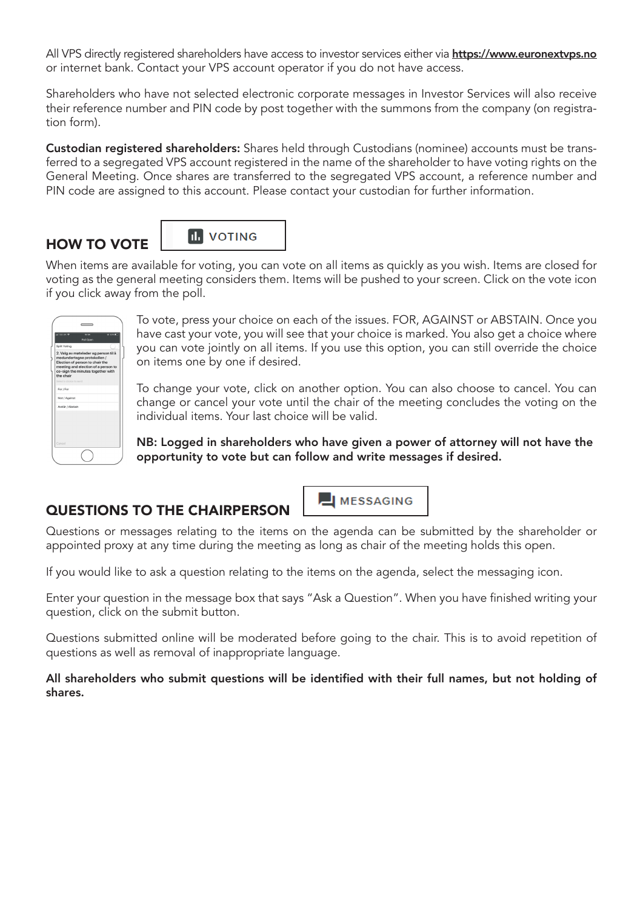All VPS directly registered shareholders have access to investor services either via **https://www.euronextvps.no** or internet bank. Contact your VPS account operator if you do not have access.

Shareholders who have not selected electronic corporate messages in Investor Services will also receive their reference number and PIN code by post together with the summons from the company (on registration form).

**Custodian registered shareholders:** Shares held through Custodians (nominee) accounts must be transferred to a segregated VPS account registered in the name of the shareholder to have voting rights on the General Meeting. Once shares are transferred to the segregated VPS account, a reference number and PIN code are assigned to this account. Please contact your custodian for further information.

## HOW TO VOTE

VOTING

When items are available for voting, you can vote on all items as quickly as you wish. Items are closed for voting as the general meeting considers them. Items will be pushed to your screen. Click on the vote icon if you click away from the poll.

To vote, press your choice on each of the issues. FOR, AGAINST or ABSTAIN. Once you have cast your vote, you will see that your choice is marked. You also get a choice where you can vote jointly on all items. If you use this option, you can still override the choice on items one by one if desired.

To change your vote, click on another option. You can also choose to cancel. You can change or cancel your vote until the chair of the meeting concludes the voting on the individual items. Your last choice will be valid.

**NB: Logged in shareholders who have given a power of attorney will not have the opportunity to vote but can follow and write messages if desired.**

## QUESTIONS TO THE CHAIRPERSON

MESSAGING

Questions or messages relating to the items on the agenda can be submitted by the shareholder or appointed proxy at any time during the meeting as long as chair of the meeting holds this open.

If you would like to ask a question relating to the items on the agenda, select the messaging icon.

Enter your question in the message box that says "Ask a Question". When you have finished writing your question, click on the submit button.

Questions submitted online will be moderated before going to the chair. This is to avoid repetition of questions as well as removal of inappropriate language.

**All shareholders who submit questions will be identified with their full names, but not holding of shares.**